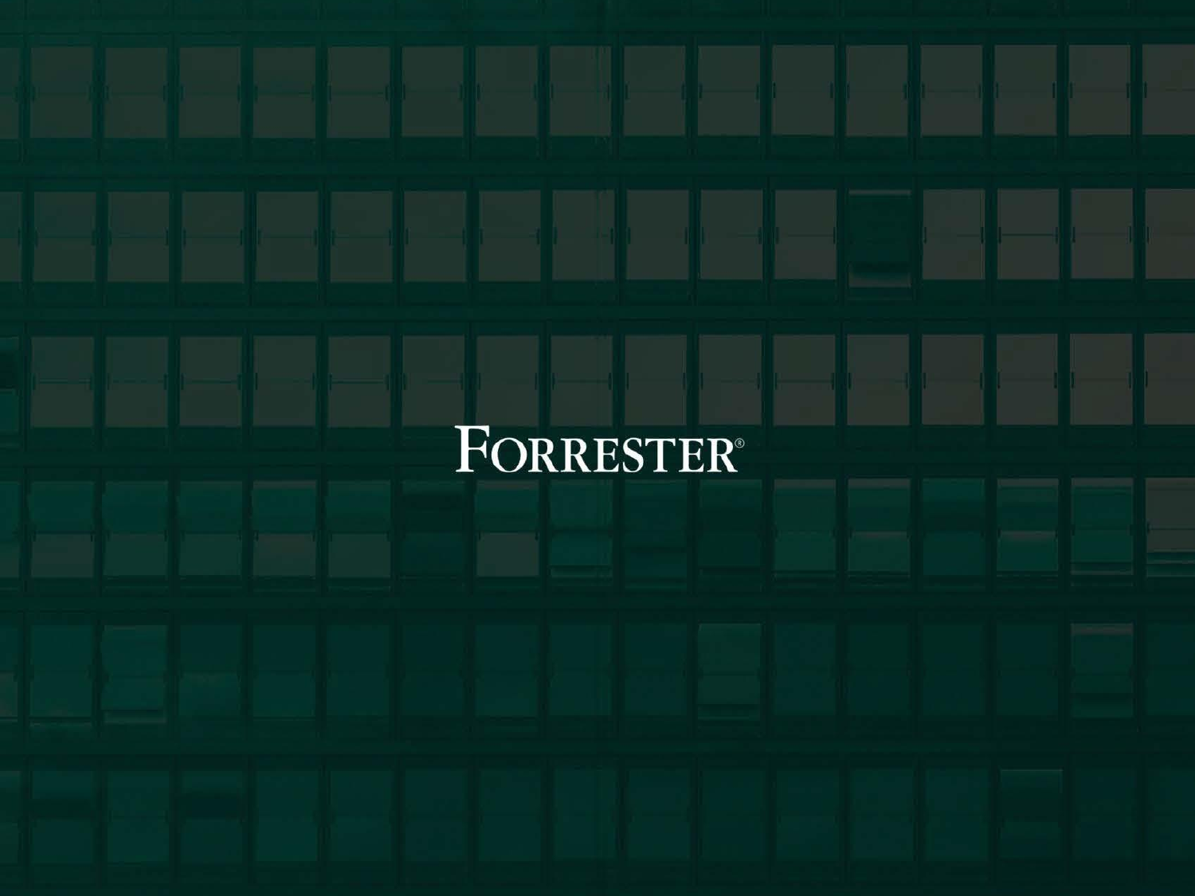FORRESTER®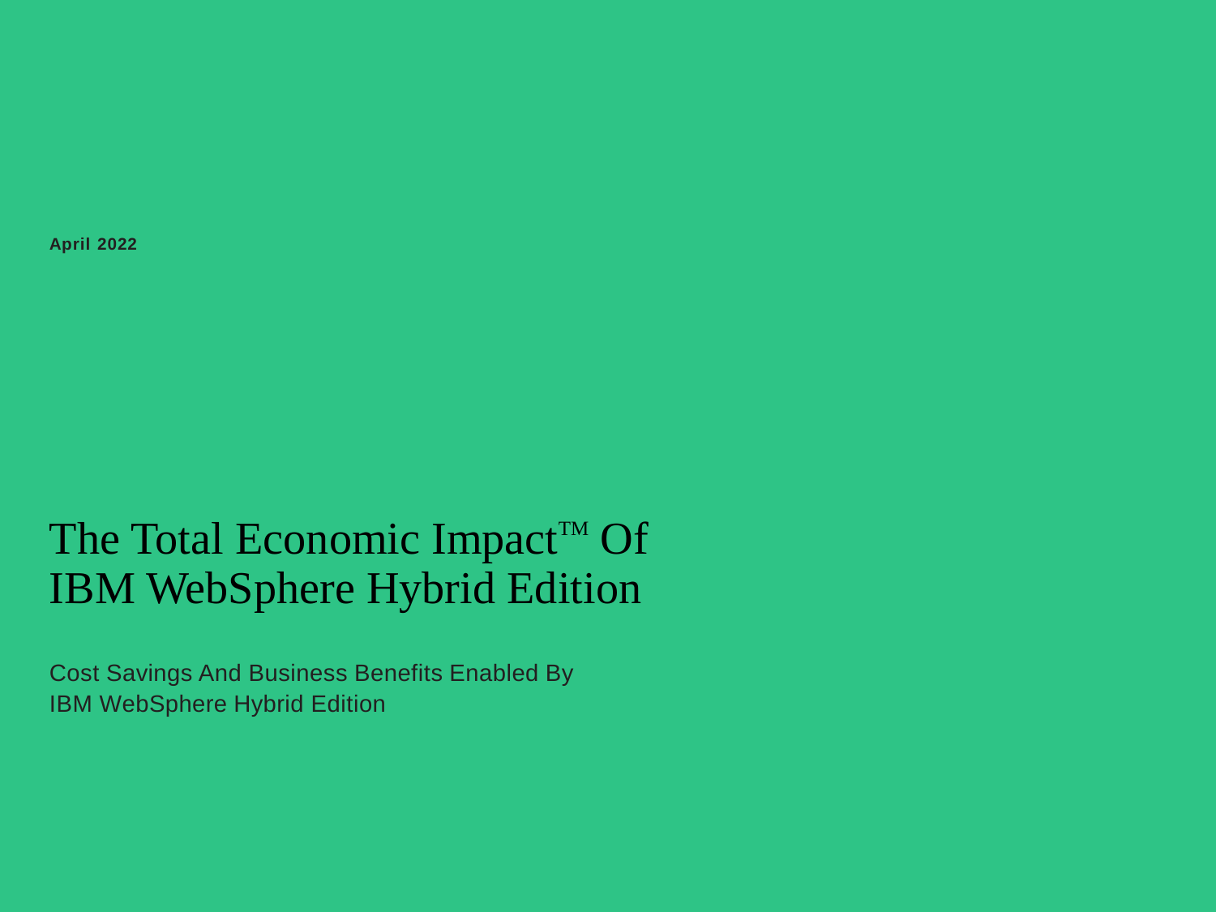**April 2022**

# The Total Economic Impact™ Of IBM WebSphere Hybrid Edition

Cost Savings And Business Benefits Enabled By IBM WebSphere Hybrid Edition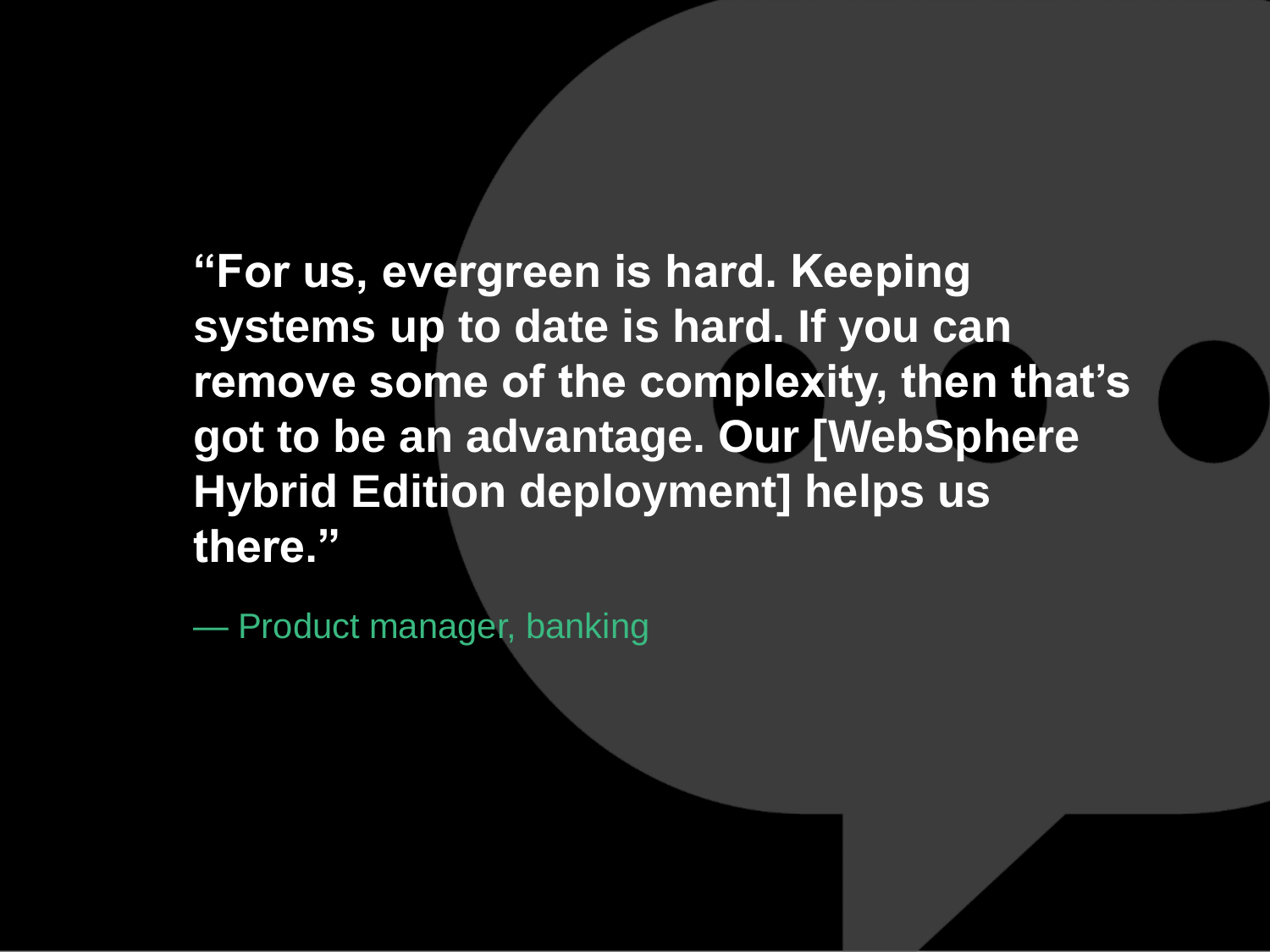**“For us, evergreen is hard. Keeping systems up to date is hard. If you can remove some of the complexity, then that’s got to be an advantage. Our [WebSphere Hybrid Edition deployment] helps us there.”**

— Product manager, banking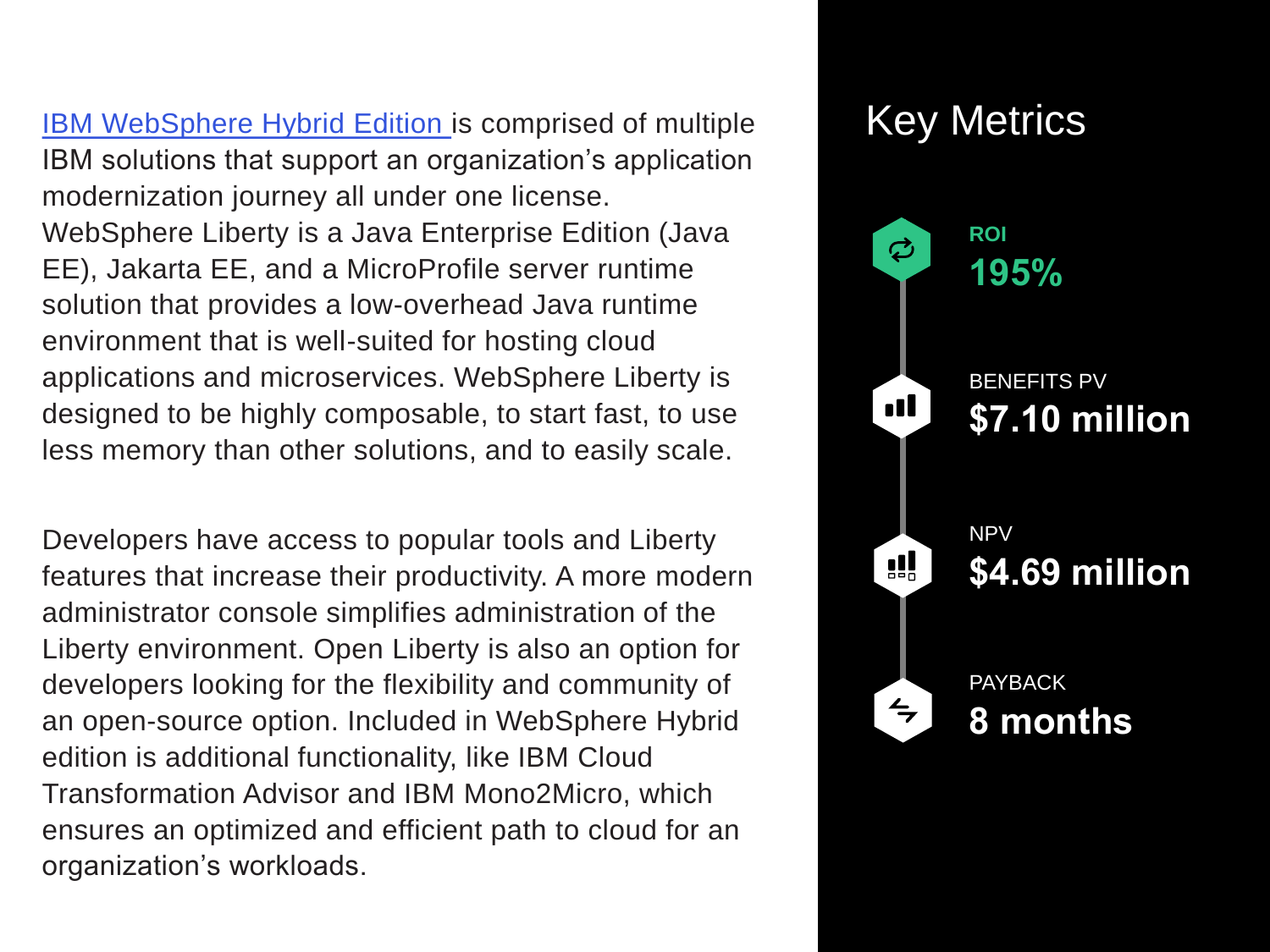IBM WebSphere Hybrid Edition is comprised of multiple IBM solutions that support an organization's application modernization journey all under one license. WebSphere Liberty is a Java Enterprise Edition (Java EE), Jakarta EE, and a MicroProfile server runtime solution that provides a low-overhead Java runtime environment that is well-suited for hosting cloud applications and microservices. WebSphere Liberty is designed to be highly composable, to start fast, to use less memory than other solutions, and to easily scale.

Developers have access to popular tools and Liberty features that increase their productivity. A more modern administrator console simplifies administration of the Liberty environment. Open Liberty is also an option for developers looking for the flexibility and community of an open-source option. Included in WebSphere Hybrid edition is additional functionality, like IBM Cloud Transformation Advisor and IBM Mono2Micro, which ensures an optimized and efficient path to cloud for an organization's workloads.

## Key Metrics

**ROI**
**195%**

BENEFITS PV
**$7.10 million**

NPV
**$4.69 million**

PAYBACK
**8 months**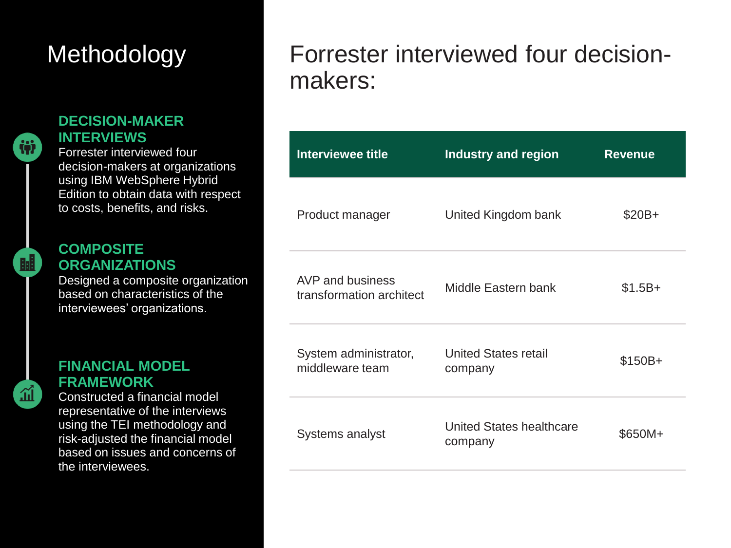# Methodology

### DECISION-MAKER INTERVIEWS

Forrester interviewed four decision-makers at organizations using IBM WebSphere Hybrid Edition to obtain data with respect to costs, benefits, and risks.

### COMPOSITE ORGANIZATIONS

Designed a composite organization based on characteristics of the interviewees' organizations.

### FINANCIAL MODEL FRAMEWORK

Constructed a financial model representative of the interviews using the TEI methodology and risk-adjusted the financial model based on issues and concerns of the interviewees.

## Forrester interviewed four decision-makers:

| Interviewee title | Industry and region | Revenue |
|---|---|---|
| Product manager | United Kingdom bank | $20B+ |
| AVP and business transformation architect | Middle Eastern bank | $1.5B+ |
| System administrator, middleware team | United States retail company | $150B+ |
| Systems analyst | United States healthcare company | $650M+ |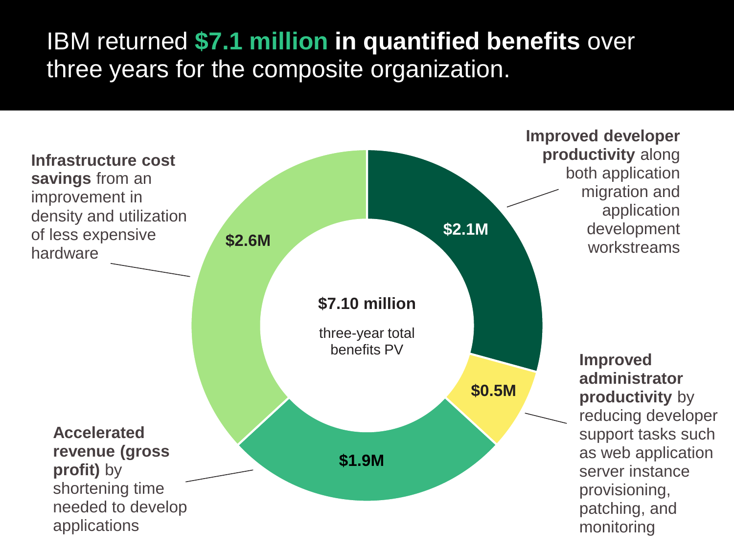# IBM returned **$7.1 million in quantified benefits** over three years for the composite organization.

**$7.10 million**

three-year total benefits PV

**$2.6M** — **Infrastructure cost savings** from an improvement in density and utilization of less expensive hardware

**$2.1M** — **Improved developer productivity** along both application migration and application development workstreams

**$0.5M** — **Improved administrator productivity** by reducing developer support tasks such as web application server instance provisioning, patching, and monitoring

**$1.9M** — **Accelerated revenue (gross profit)** by shortening time needed to develop applications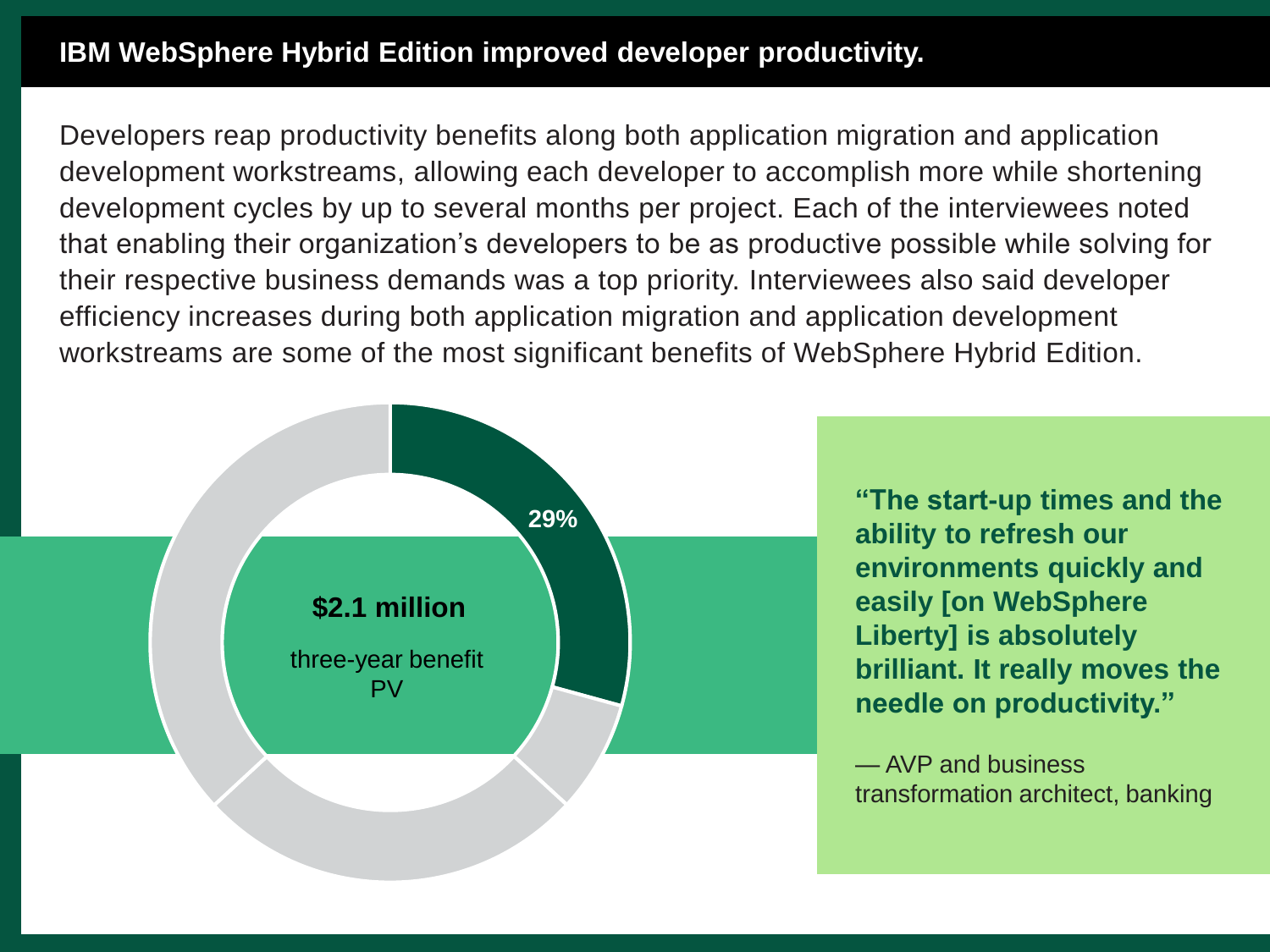## IBM WebSphere Hybrid Edition improved developer productivity.

Developers reap productivity benefits along both application migration and application development workstreams, allowing each developer to accomplish more while shortening development cycles by up to several months per project. Each of the interviewees noted that enabling their organization's developers to be as productive possible while solving for their respective business demands was a top priority. Interviewees also said developer efficiency increases during both application migration and application development workstreams are some of the most significant benefits of WebSphere Hybrid Edition.

29%

**$2.1 million**

three-year benefit PV

**"The start-up times and the ability to refresh our environments quickly and easily [on WebSphere Liberty] is absolutely brilliant. It really moves the needle on productivity."**

— AVP and business transformation architect, banking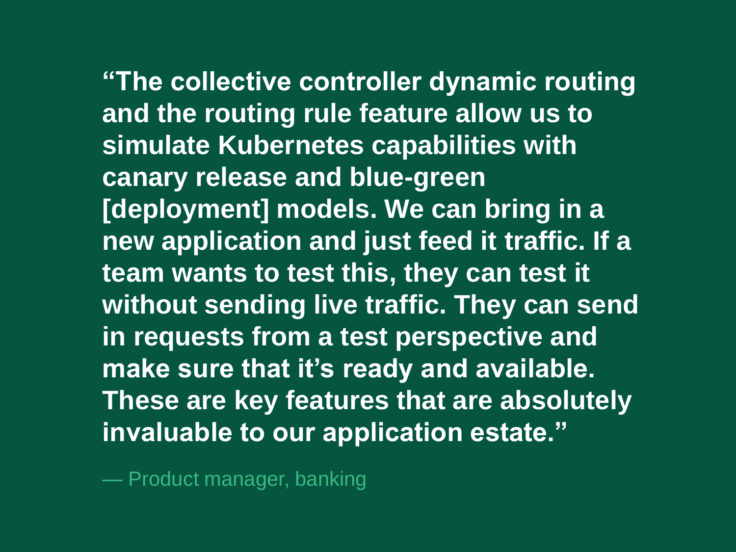**“The collective controller dynamic routing and the routing rule feature allow us to simulate Kubernetes capabilities with canary release and blue-green [deployment] models. We can bring in a new application and just feed it traffic. If a team wants to test this, they can test it without sending live traffic. They can send in requests from a test perspective and make sure that it’s ready and available. These are key features that are absolutely invaluable to our application estate.”**

— Product manager, banking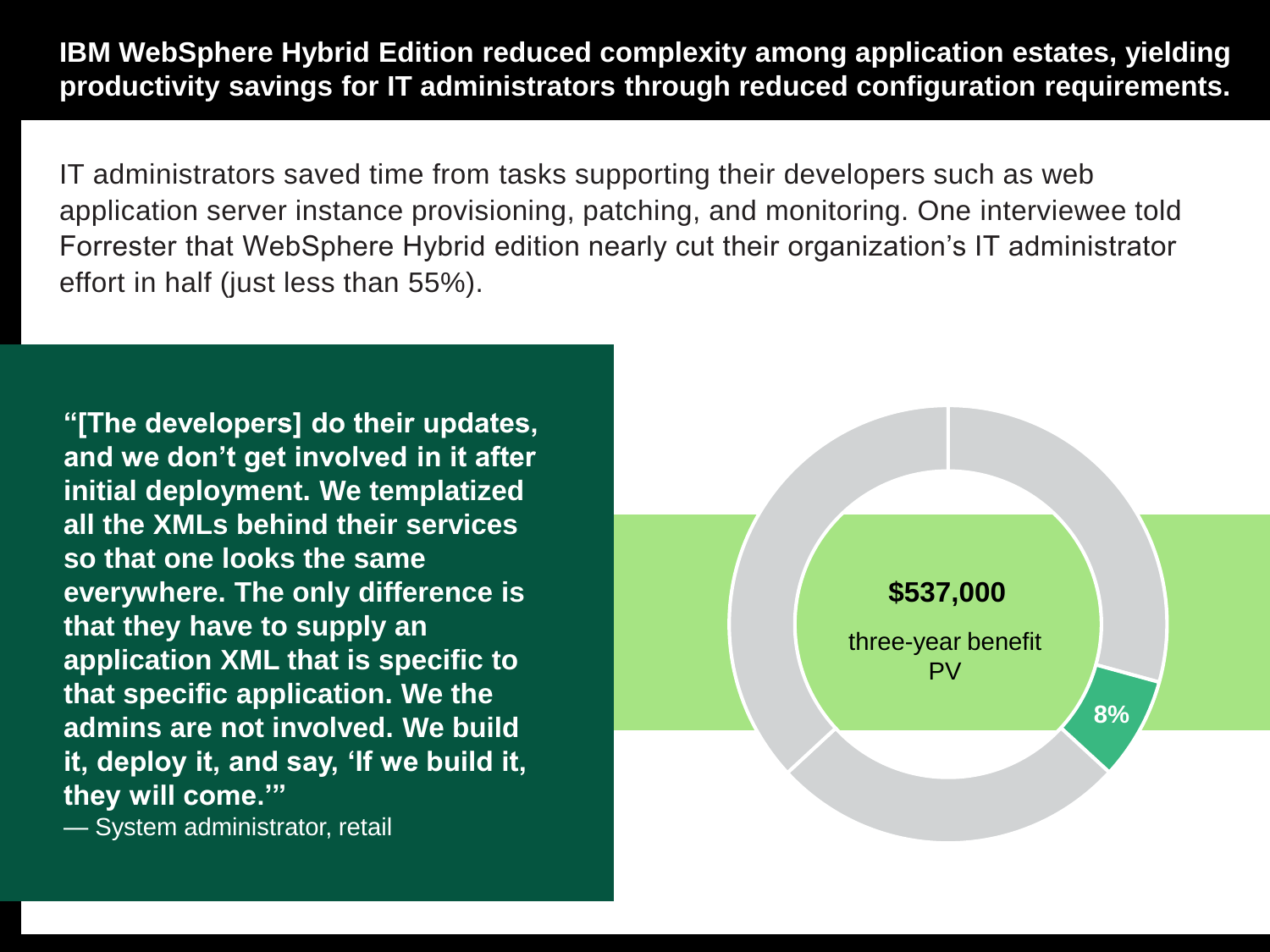**IBM WebSphere Hybrid Edition reduced complexity among application estates, yielding productivity savings for IT administrators through reduced configuration requirements.**

IT administrators saved time from tasks supporting their developers such as web application server instance provisioning, patching, and monitoring. One interviewee told Forrester that WebSphere Hybrid edition nearly cut their organization's IT administrator effort in half (just less than 55%).

> **"[The developers] do their updates, and we don't get involved in it after initial deployment. We templatized all the XMLs behind their services so that one looks the same everywhere. The only difference is that they have to supply an application XML that is specific to that specific application. We the admins are not involved. We build it, deploy it, and say, 'If we build it, they will come.'"**
>
> — System administrator, retail

**$537,000**

three-year benefit PV

8%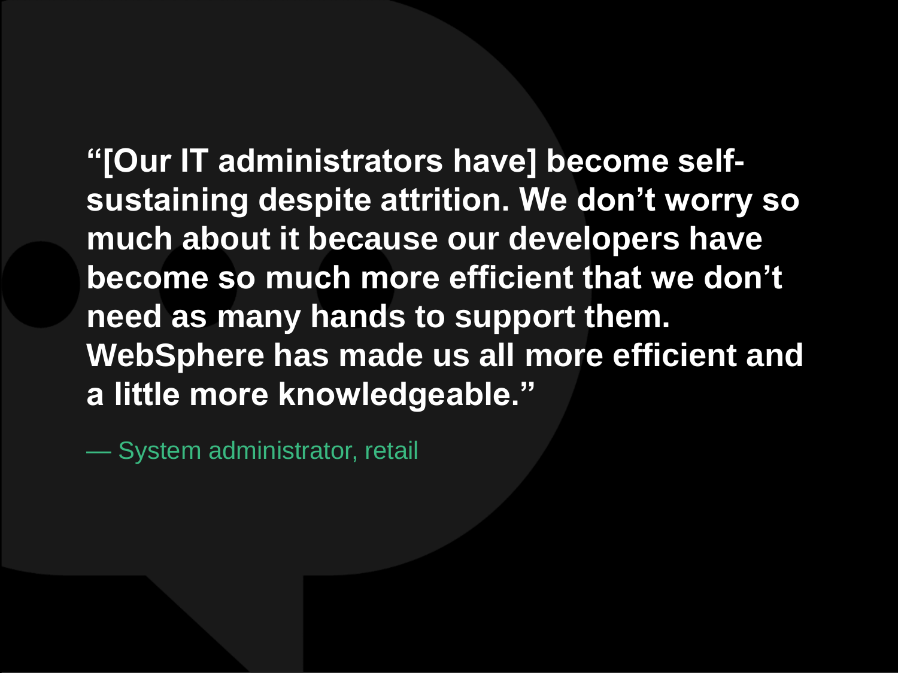**“[Our IT administrators have] become self-sustaining despite attrition. We don’t worry so much about it because our developers have become so much more efficient that we don’t need as many hands to support them. WebSphere has made us all more efficient and a little more knowledgeable.”**

— System administrator, retail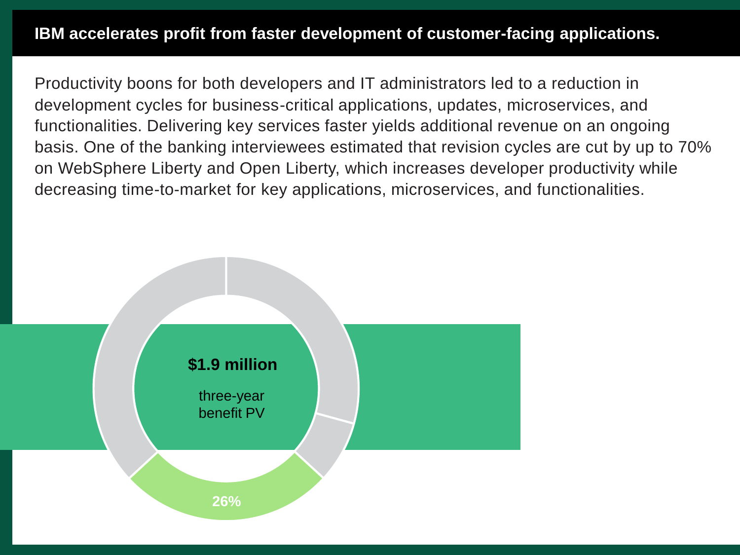## IBM accelerates profit from faster development of customer-facing applications.

Productivity boons for both developers and IT administrators led to a reduction in development cycles for business-critical applications, updates, microservices, and functionalities. Delivering key services faster yields additional revenue on an ongoing basis. One of the banking interviewees estimated that revision cycles are cut by up to 70% on WebSphere Liberty and Open Liberty, which increases developer productivity while decreasing time-to-market for key applications, microservices, and functionalities.

**$1.9 million**

three-year benefit PV

26%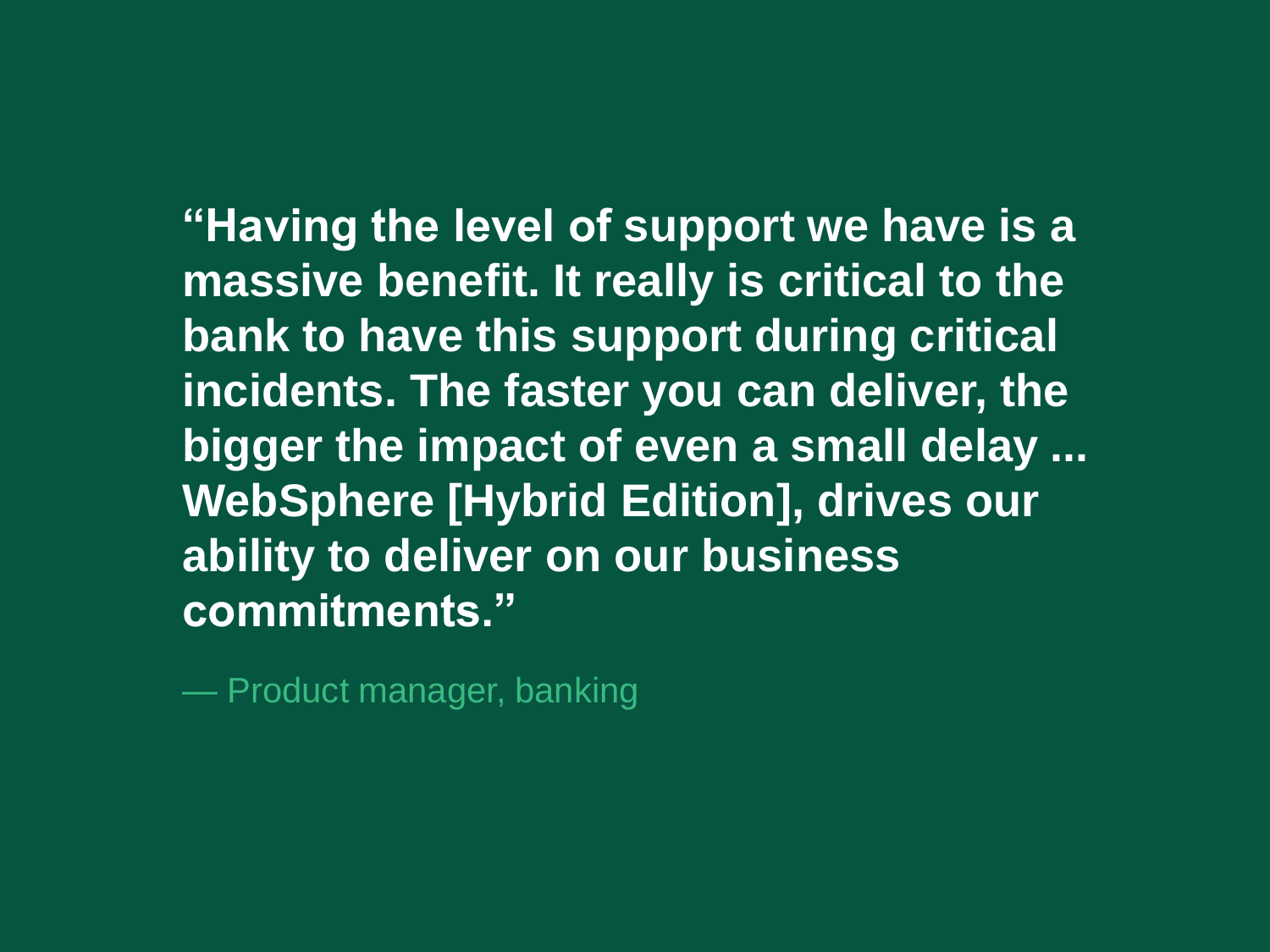**“Having the level of support we have is a massive benefit. It really is critical to the bank to have this support during critical incidents. The faster you can deliver, the bigger the impact of even a small delay ... WebSphere [Hybrid Edition], drives our ability to deliver on our business commitments.”**

— Product manager, banking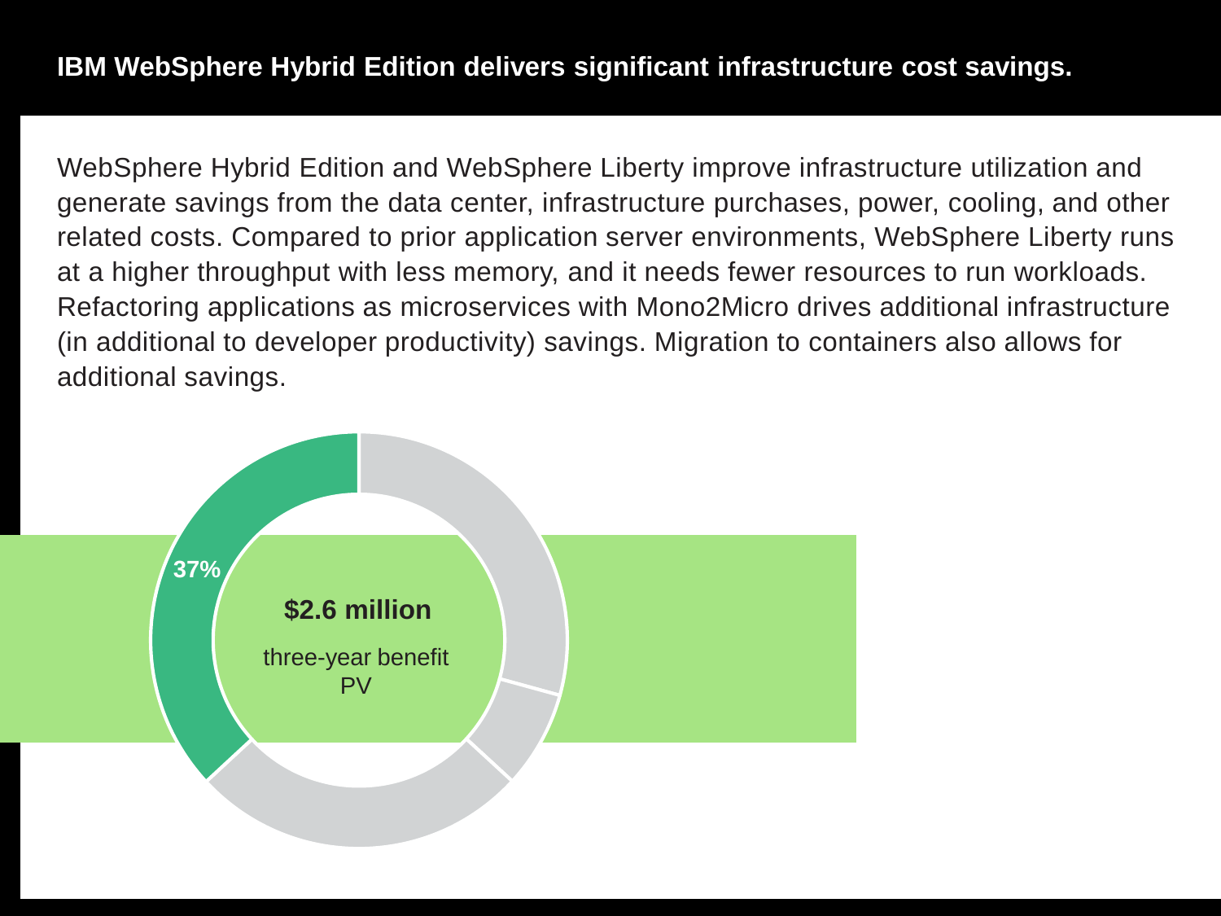## IBM WebSphere Hybrid Edition delivers significant infrastructure cost savings.

WebSphere Hybrid Edition and WebSphere Liberty improve infrastructure utilization and generate savings from the data center, infrastructure purchases, power, cooling, and other related costs. Compared to prior application server environments, WebSphere Liberty runs at a higher throughput with less memory, and it needs fewer resources to run workloads. Refactoring applications as microservices with Mono2Micro drives additional infrastructure (in additional to developer productivity) savings. Migration to containers also allows for additional savings.

37%

**$2.6 million**

three-year benefit PV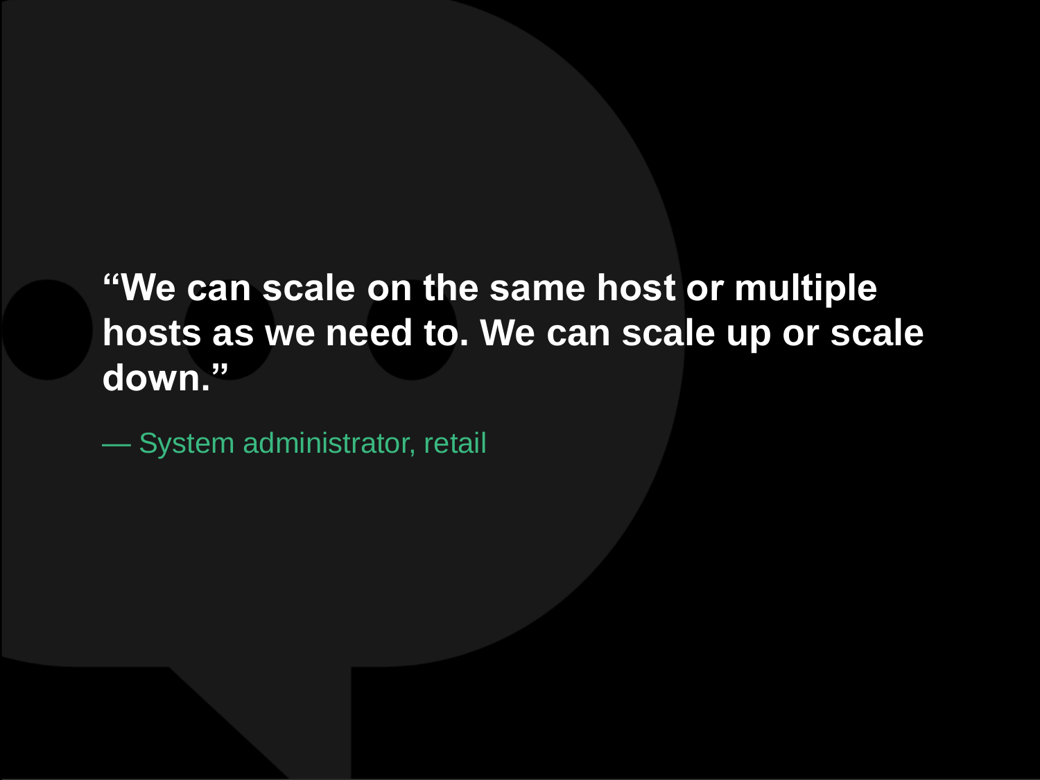**“We can scale on the same host or multiple hosts as we need to. We can scale up or scale down.”**

— System administrator, retail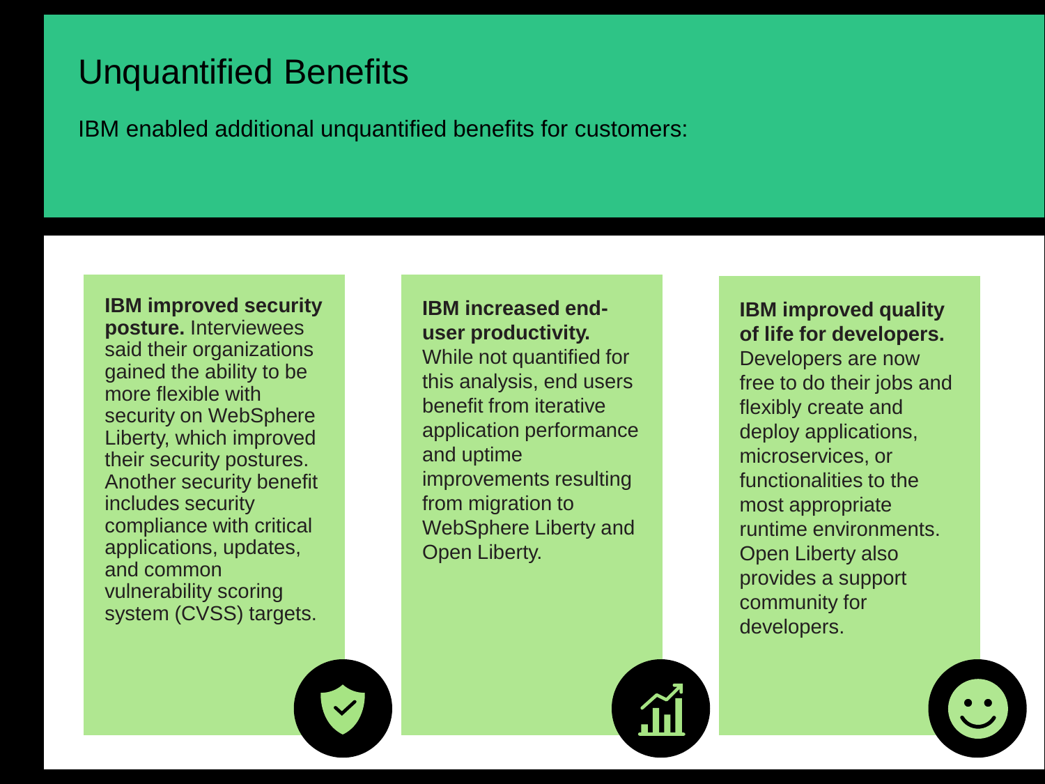# Unquantified Benefits

IBM enabled additional unquantified benefits for customers:

**IBM improved security posture.** Interviewees said their organizations gained the ability to be more flexible with security on WebSphere Liberty, which improved their security postures. Another security benefit includes security compliance with critical applications, updates, and common vulnerability scoring system (CVSS) targets.

**IBM increased end-user productivity.** While not quantified for this analysis, end users benefit from iterative application performance and uptime improvements resulting from migration to WebSphere Liberty and Open Liberty.

**IBM improved quality of life for developers.** Developers are now free to do their jobs and flexibly create and deploy applications, microservices, or functionalities to the most appropriate runtime environments. Open Liberty also provides a support community for developers.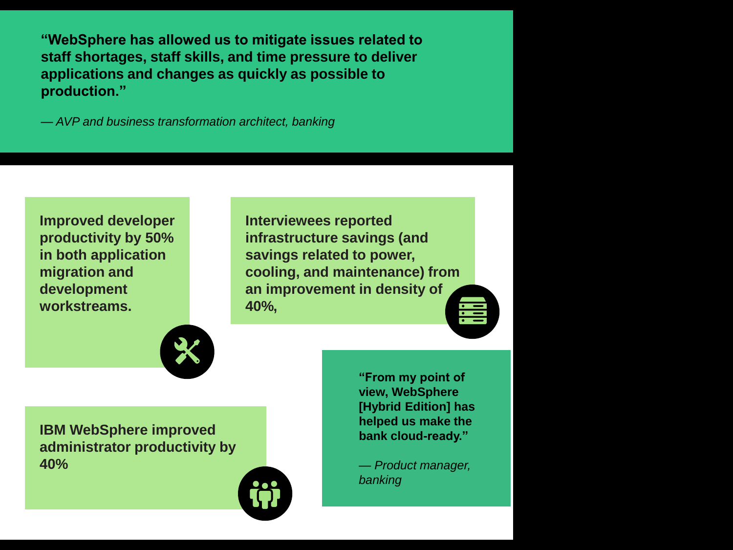**"WebSphere has allowed us to mitigate issues related to staff shortages, staff skills, and time pressure to deliver applications and changes as quickly as possible to production."**

*— AVP and business transformation architect, banking*

**Improved developer productivity by 50% in both application migration and development workstreams.**

**Interviewees reported infrastructure savings (and savings related to power, cooling, and maintenance) from an improvement in density of 40%,**

**IBM WebSphere improved administrator productivity by 40%**

**"From my point of view, WebSphere [Hybrid Edition] has helped us make the bank cloud-ready."**

*— Product manager, banking*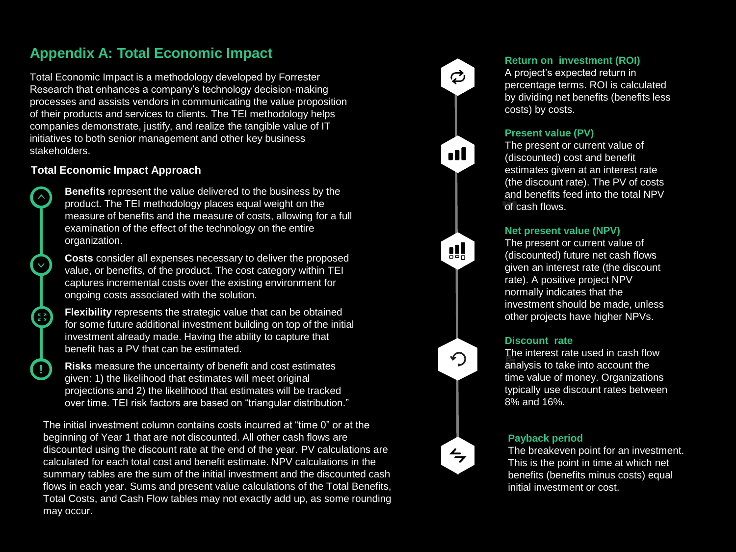## Appendix A: Total Economic Impact

Total Economic Impact is a methodology developed by Forrester Research that enhances a company's technology decision-making processes and assists vendors in communicating the value proposition of their products and services to clients. The TEI methodology helps companies demonstrate, justify, and realize the tangible value of IT initiatives to both senior management and other key business stakeholders.

### Total Economic Impact Approach

**Benefits** represent the value delivered to the business by the product. The TEI methodology places equal weight on the measure of benefits and the measure of costs, allowing for a full examination of the effect of the technology on the entire organization.

**Costs** consider all expenses necessary to deliver the proposed value, or benefits, of the product. The cost category within TEI captures incremental costs over the existing environment for ongoing costs associated with the solution.

**Flexibility** represents the strategic value that can be obtained for some future additional investment building on top of the initial investment already made. Having the ability to capture that benefit has a PV that can be estimated.

**Risks** measure the uncertainty of benefit and cost estimates given: 1) the likelihood that estimates will meet original projections and 2) the likelihood that estimates will be tracked over time. TEI risk factors are based on "triangular distribution."

The initial investment column contains costs incurred at "time 0" or at the beginning of Year 1 that are not discounted. All other cash flows are discounted using the discount rate at the end of the year. PV calculations are calculated for each total cost and benefit estimate. NPV calculations in the summary tables are the sum of the initial investment and the discounted cash flows in each year. Sums and present value calculations of the Total Benefits, Total Costs, and Cash Flow tables may not exactly add up, as some rounding may occur.

**Return on investment (ROI)**
A project's expected return in percentage terms. ROI is calculated by dividing net benefits (benefits less costs) by costs.

**Present value (PV)**
The present or current value of (discounted) cost and benefit estimates given at an interest rate (the discount rate). The PV of costs and benefits feed into the total NPV of cash flows.

**Net present value (NPV)**
The present or current value of (discounted) future net cash flows given an interest rate (the discount rate). A positive project NPV normally indicates that the investment should be made, unless other projects have higher NPVs.

**Discount rate**
The interest rate used in cash flow analysis to take into account the time value of money. Organizations typically use discount rates between 8% and 16%.

**Payback period**
The breakeven point for an investment. This is the point in time at which net benefits (benefits minus costs) equal initial investment or cost.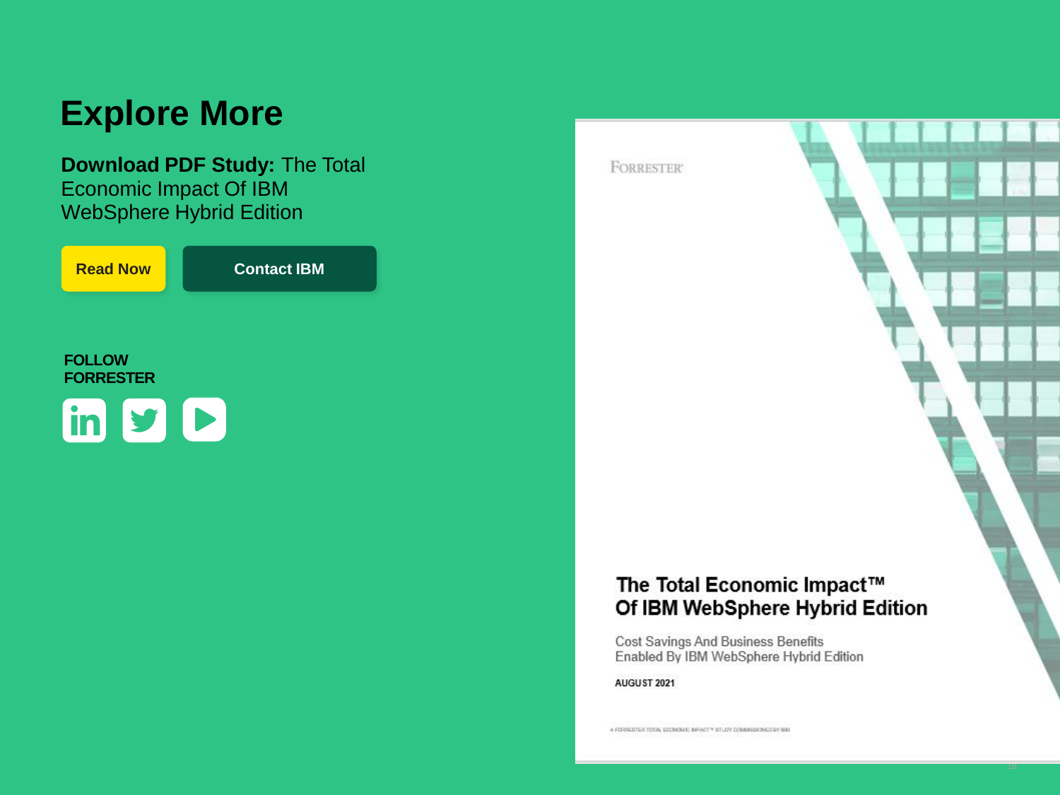# Explore More

**Download PDF Study:** The Total Economic Impact Of IBM WebSphere Hybrid Edition

Read Now

Contact IBM

**FOLLOW FORRESTER**

FORRESTER

**The Total Economic Impact™ Of IBM WebSphere Hybrid Edition**

Cost Savings And Business Benefits Enabled By IBM WebSphere Hybrid Edition

**AUGUST 2021**

A FORRESTER TOTAL ECONOMIC IMPACT™ STUDY COMMISSIONED BY IBM